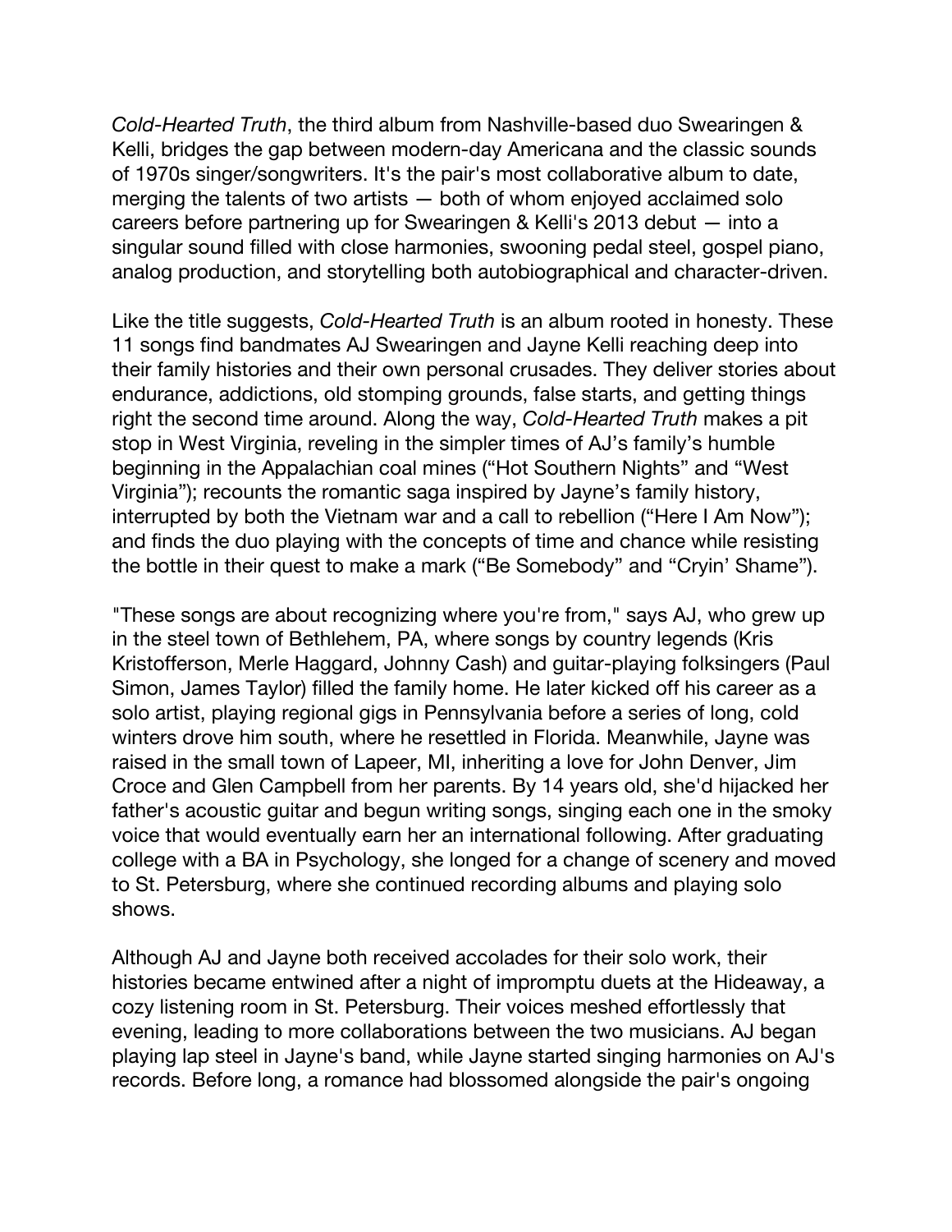*Cold-Hearted Truth*, the third album from Nashville-based duo Swearingen & Kelli, bridges the gap between modern-day Americana and the classic sounds of 1970s singer/songwriters. It's the pair's most collaborative album to date, merging the talents of two artists — both of whom enjoyed acclaimed solo careers before partnering up for Swearingen & Kelli's 2013 debut — into a singular sound filled with close harmonies, swooning pedal steel, gospel piano, analog production, and storytelling both autobiographical and character-driven.

Like the title suggests, *Cold-Hearted Truth* is an album rooted in honesty. These 11 songs find bandmates AJ Swearingen and Jayne Kelli reaching deep into their family histories and their own personal crusades. They deliver stories about endurance, addictions, old stomping grounds, false starts, and getting things right the second time around. Along the way, *Cold-Hearted Truth* makes a pit stop in West Virginia, reveling in the simpler times of AJ's family's humble beginning in the Appalachian coal mines ("Hot Southern Nights" and "West Virginia"); recounts the romantic saga inspired by Jayne's family history, interrupted by both the Vietnam war and a call to rebellion ("Here I Am Now"); and finds the duo playing with the concepts of time and chance while resisting the bottle in their quest to make a mark ("Be Somebody" and "Cryin' Shame").

"These songs are about recognizing where you're from," says AJ, who grew up in the steel town of Bethlehem, PA, where songs by country legends (Kris Kristofferson, Merle Haggard, Johnny Cash) and guitar-playing folksingers (Paul Simon, James Taylor) filled the family home. He later kicked off his career as a solo artist, playing regional gigs in Pennsylvania before a series of long, cold winters drove him south, where he resettled in Florida. Meanwhile, Jayne was raised in the small town of Lapeer, MI, inheriting a love for John Denver, Jim Croce and Glen Campbell from her parents. By 14 years old, she'd hijacked her father's acoustic guitar and begun writing songs, singing each one in the smoky voice that would eventually earn her an international following. After graduating college with a BA in Psychology, she longed for a change of scenery and moved to St. Petersburg, where she continued recording albums and playing solo shows.

Although AJ and Jayne both received accolades for their solo work, their histories became entwined after a night of impromptu duets at the Hideaway, a cozy listening room in St. Petersburg. Their voices meshed effortlessly that evening, leading to more collaborations between the two musicians. AJ began playing lap steel in Jayne's band, while Jayne started singing harmonies on AJ's records. Before long, a romance had blossomed alongside the pair's ongoing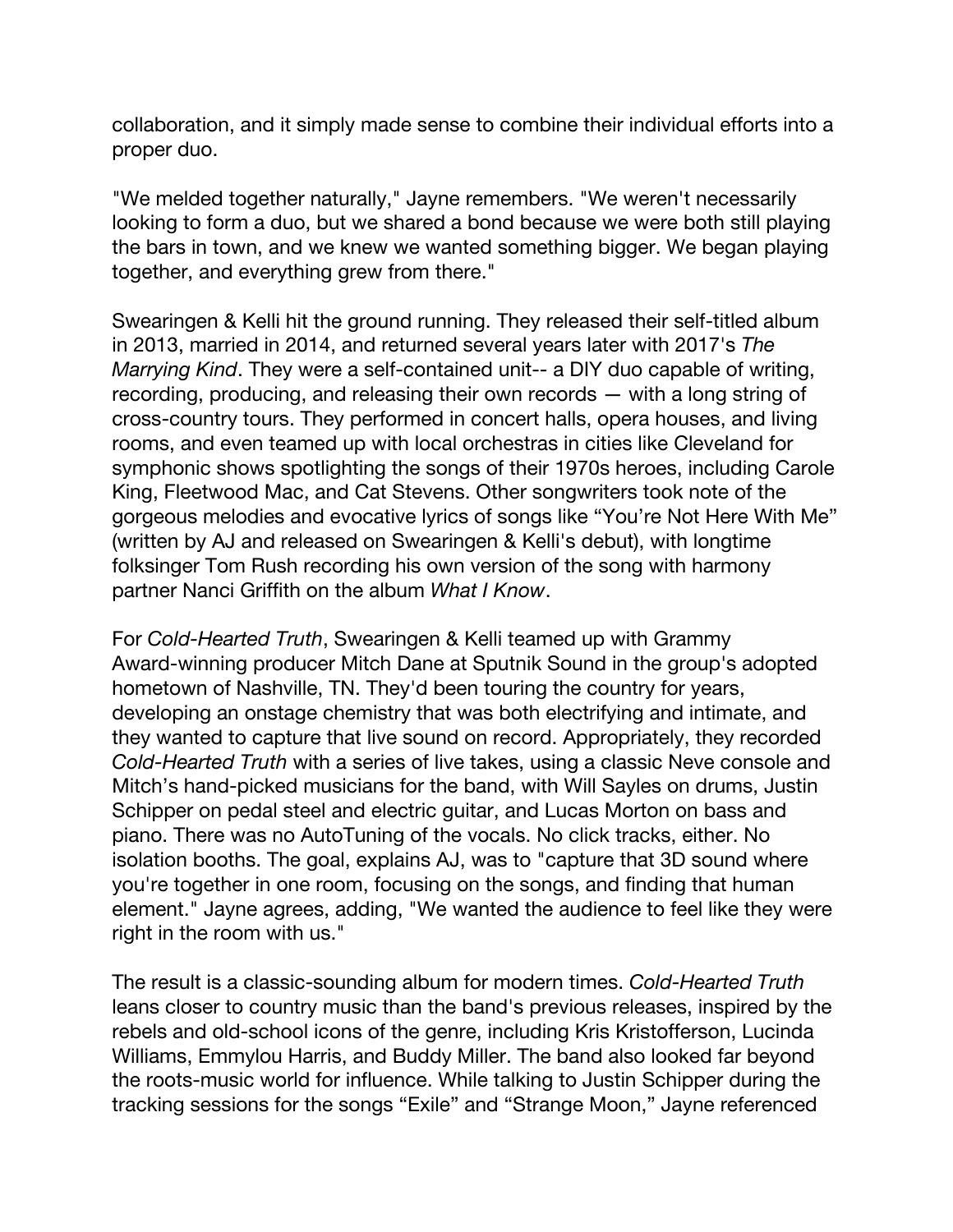collaboration, and it simply made sense to combine their individual efforts into a proper duo.

"We melded together naturally," Jayne remembers. "We weren't necessarily looking to form a duo, but we shared a bond because we were both still playing the bars in town, and we knew we wanted something bigger. We began playing together, and everything grew from there."

Swearingen & Kelli hit the ground running. They released their self-titled album in 2013, married in 2014, and returned several years later with 2017's *The Marrying Kind*. They were a self-contained unit-- a DIY duo capable of writing, recording, producing, and releasing their own records — with a long string of cross-country tours. They performed in concert halls, opera houses, and living rooms, and even teamed up with local orchestras in cities like Cleveland for symphonic shows spotlighting the songs of their 1970s heroes, including Carole King, Fleetwood Mac, and Cat Stevens. Other songwriters took note of the gorgeous melodies and evocative lyrics of songs like "You're Not Here With Me" (written by AJ and released on Swearingen & Kelli's debut), with longtime folksinger Tom Rush recording his own version of the song with harmony partner Nanci Griffith on the album *What I Know*.

For *Cold-Hearted Truth*, Swearingen & Kelli teamed up with Grammy Award-winning producer Mitch Dane at Sputnik Sound in the group's adopted hometown of Nashville, TN. They'd been touring the country for years, developing an onstage chemistry that was both electrifying and intimate, and they wanted to capture that live sound on record. Appropriately, they recorded *Cold-Hearted Truth* with a series of live takes, using a classic Neve console and Mitch's hand-picked musicians for the band, with Will Sayles on drums, Justin Schipper on pedal steel and electric guitar, and Lucas Morton on bass and piano. There was no AutoTuning of the vocals. No click tracks, either. No isolation booths. The goal, explains AJ, was to "capture that 3D sound where you're together in one room, focusing on the songs, and finding that human element." Jayne agrees, adding, "We wanted the audience to feel like they were right in the room with us."

The result is a classic-sounding album for modern times. *Cold-Hearted Truth* leans closer to country music than the band's previous releases, inspired by the rebels and old-school icons of the genre, including Kris Kristofferson, Lucinda Williams, Emmylou Harris, and Buddy Miller. The band also looked far beyond the roots-music world for influence. While talking to Justin Schipper during the tracking sessions for the songs "Exile" and "Strange Moon," Jayne referenced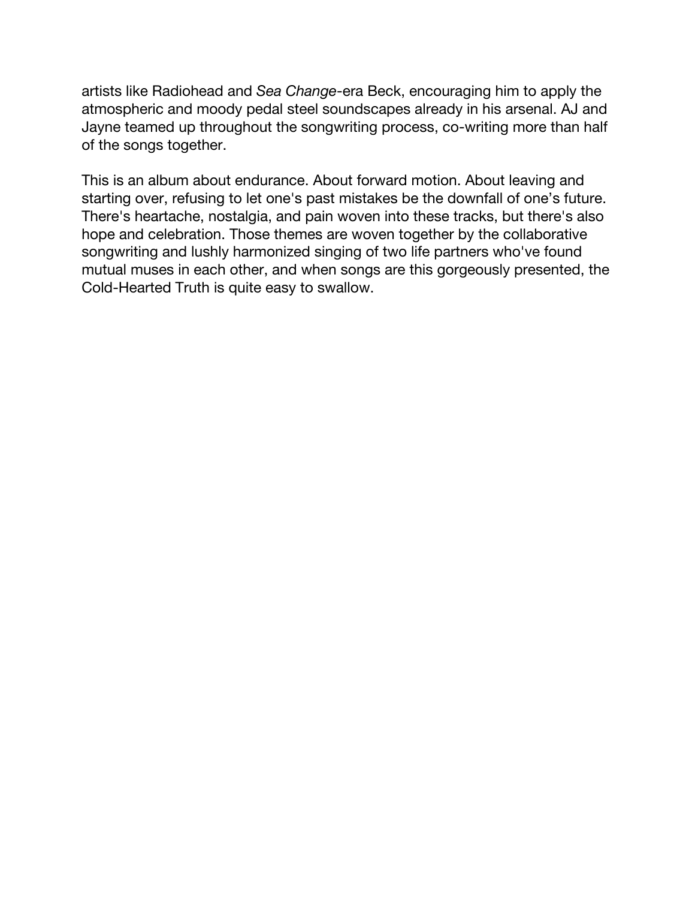artists like Radiohead and *Sea Change*-era Beck, encouraging him to apply the atmospheric and moody pedal steel soundscapes already in his arsenal. AJ and Jayne teamed up throughout the songwriting process, co-writing more than half of the songs together.

This is an album about endurance. About forward motion. About leaving and starting over, refusing to let one's past mistakes be the downfall of one's future. There's heartache, nostalgia, and pain woven into these tracks, but there's also hope and celebration. Those themes are woven together by the collaborative songwriting and lushly harmonized singing of two life partners who've found mutual muses in each other, and when songs are this gorgeously presented, the Cold-Hearted Truth is quite easy to swallow.